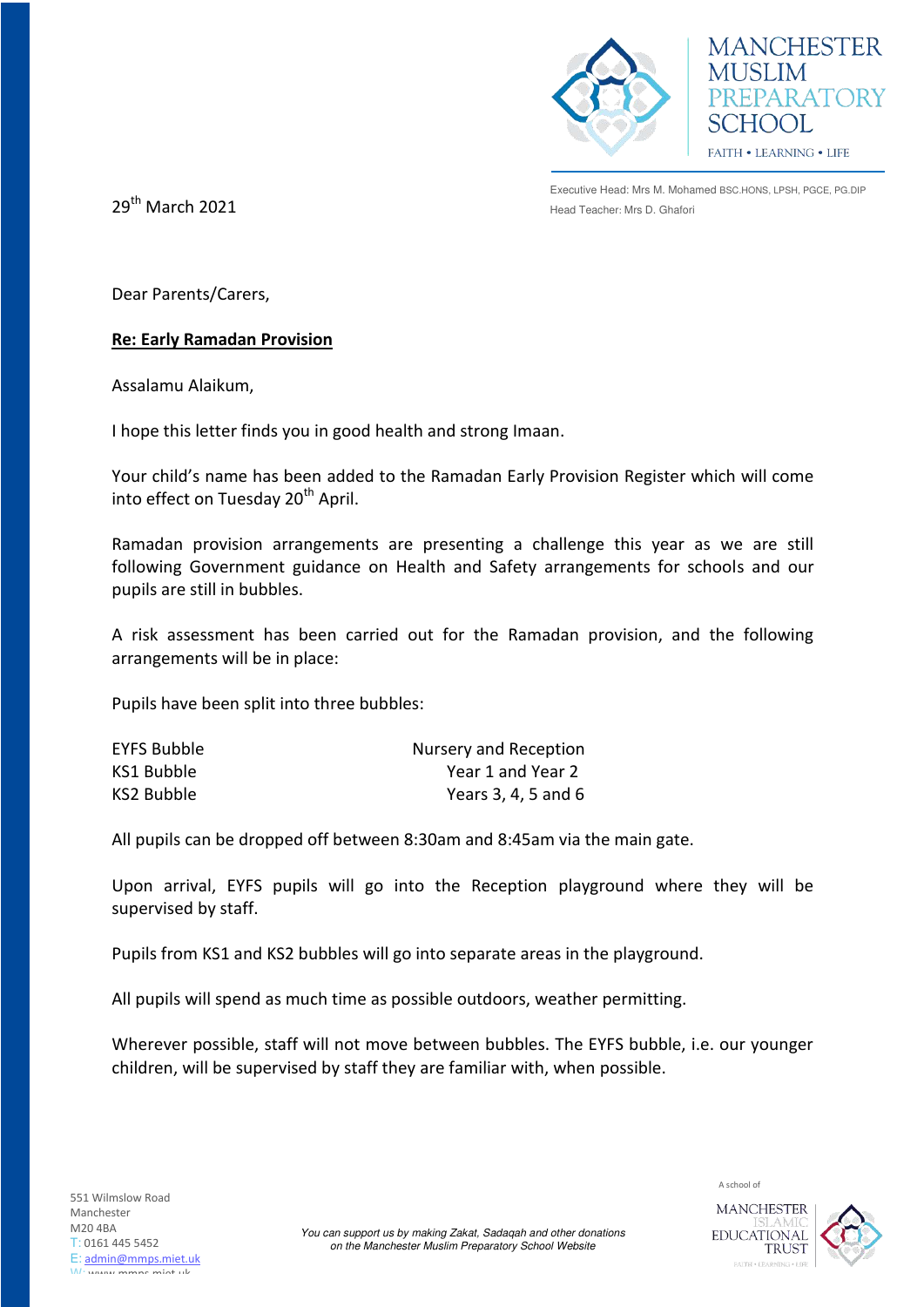MANCHESTER MUSLIM PREPARATORY SCHOOL

FAITH • LEARNING • LIFE

Executive Head: Mrs M. Mohamed BSC.HONS, LPSH, PGCE, PG.DIP

Head Teacher: Mrs D. Ghafori

29th March 2021

Dear Parents/Carers,

**Re: Early Ramadan Provision**

Assalamu Alaikum,

I hope this letter finds you in good health and strong Imaan.

Your child's name has been added to the Ramadan Early Provision Register which will come into effect on Tuesday 20th April.

Ramadan provision arrangements are presenting a challenge this year as we are still following Government guidance on Health and Safety arrangements for schools and our pupils are still in bubbles.

A risk assessment has been carried out for the Ramadan provision, and the following arrangements will be in place:

Pupils have been split into three bubbles:

| | |
|---|---|
| EYFS Bubble | Nursery and Reception |
| KS1 Bubble | Year 1 and Year 2 |
| KS2 Bubble | Years 3, 4, 5 and 6 |

All pupils can be dropped off between 8:30am and 8:45am via the main gate.

Upon arrival, EYFS pupils will go into the Reception playground where they will be supervised by staff.

Pupils from KS1 and KS2 bubbles will go into separate areas in the playground.

All pupils will spend as much time as possible outdoors, weather permitting.

Wherever possible, staff will not move between bubbles. The EYFS bubble, i.e. our younger children, will be supervised by staff they are familiar with, when possible.

551 Wilmslow Road
Manchester
M20 4BA
T: 0161 445 5452
E: admin@mmps.miet.uk
W: www.mmps.miet.uk

*You can support us by making Zakat, Sadaqah and other donations on the Manchester Muslim Preparatory School Website*

A school of MANCHESTER ISLAMIC EDUCATIONAL TRUST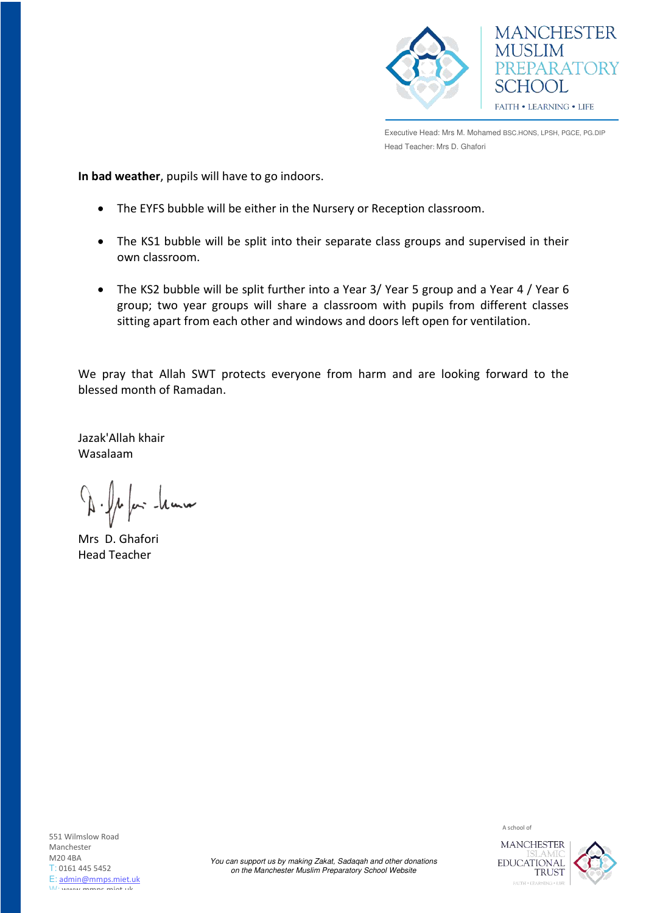**In bad weather**, pupils will have to go indoors.

- The EYFS bubble will be either in the Nursery or Reception classroom.
- The KS1 bubble will be split into their separate class groups and supervised in their own classroom.
- The KS2 bubble will be split further into a Year 3/ Year 5 group and a Year 4 / Year 6 group; two year groups will share a classroom with pupils from different classes sitting apart from each other and windows and doors left open for ventilation.

We pray that Allah SWT protects everyone from harm and are looking forward to the blessed month of Ramadan.

Jazak'Allah khair
Wasalaam

Mrs D. Ghafori
Head Teacher